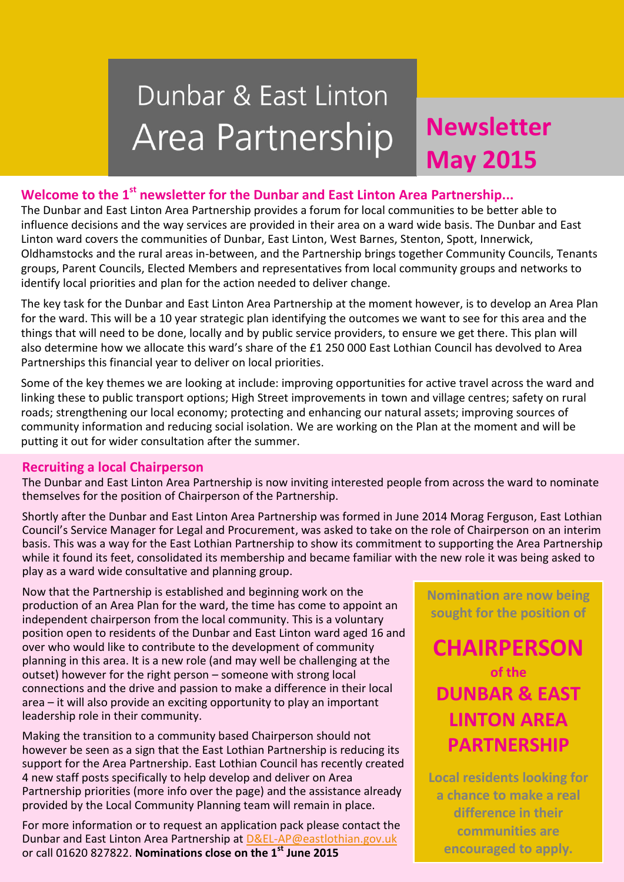# Dunbar & East Linton Area Partnership

# Newsletter May 2015

## Welcome to the 1st newsletter for the Dunbar and East Linton Area Partnership...

The Dunbar and East Linton Area Partnership provides a forum for local communities to be better able to influence decisions and the way services are provided in their area on a ward wide basis. The Dunbar and East Linton ward covers the communities of Dunbar, East Linton, West Barnes, Stenton, Spott, Innerwick, Oldhamstocks and the rural areas in-between, and the Partnership brings together Community Councils, Tenants groups, Parent Councils, Elected Members and representatives from local community groups and networks to identify local priorities and plan for the action needed to deliver change.

The key task for the Dunbar and East Linton Area Partnership at the moment however, is to develop an Area Plan for the ward. This will be a 10 year strategic plan identifying the outcomes we want to see for this area and the things that will need to be done, locally and by public service providers, to ensure we get there. This plan will also determine how we allocate this ward's share of the £1 250 000 East Lothian Council has devolved to Area Partnerships this financial year to deliver on local priorities.

Some of the key themes we are looking at include: improving opportunities for active travel across the ward and linking these to public transport options; High Street improvements in town and village centres; safety on rural roads; strengthening our local economy; protecting and enhancing our natural assets; improving sources of community information and reducing social isolation. We are working on the Plan at the moment and will be putting it out for wider consultation after the summer.

## Recruiting a local Chairperson

The Dunbar and East Linton Area Partnership is now inviting interested people from across the ward to nominate themselves for the position of Chairperson of the Partnership.

Shortly after the Dunbar and East Linton Area Partnership was formed in June 2014 Morag Ferguson, East Lothian Council's Service Manager for Legal and Procurement, was asked to take on the role of Chairperson on an interim basis. This was a way for the East Lothian Partnership to show its commitment to supporting the Area Partnership while it found its feet, consolidated its membership and became familiar with the new role it was being asked to play as a ward wide consultative and planning group.

Now that the Partnership is established and beginning work on the production of an Area Plan for the ward, the time has come to appoint an independent chairperson from the local community. This is a voluntary position open to residents of the Dunbar and East Linton ward aged 16 and over who would like to contribute to the development of community planning in this area. It is a new role (and may well be challenging at the outset) however for the right person – someone with strong local connections and the drive and passion to make a difference in their local area – it will also provide an exciting opportunity to play an important leadership role in their community.

Making the transition to a community based Chairperson should not however be seen as a sign that the East Lothian Partnership is reducing its support for the Area Partnership. East Lothian Council has recently created 4 new staff posts specifically to help develop and deliver on Area Partnership priorities (more info over the page) and the assistance already provided by the Local Community Planning team will remain in place.

For more information or to request an application pack please contact the Dunbar and East Linton Area Partnership at D&EL-AP@eastlothian.gov.uk or call 01620 827822. **Nominations close on the 1st June 2015**

**Nomination are now being sought for the position of**

**CHAIRPERSON of the DUNBAR & EAST LINTON AREA PARTNERSHIP**

**Local residents looking for a chance to make a real difference in their communities are encouraged to apply.**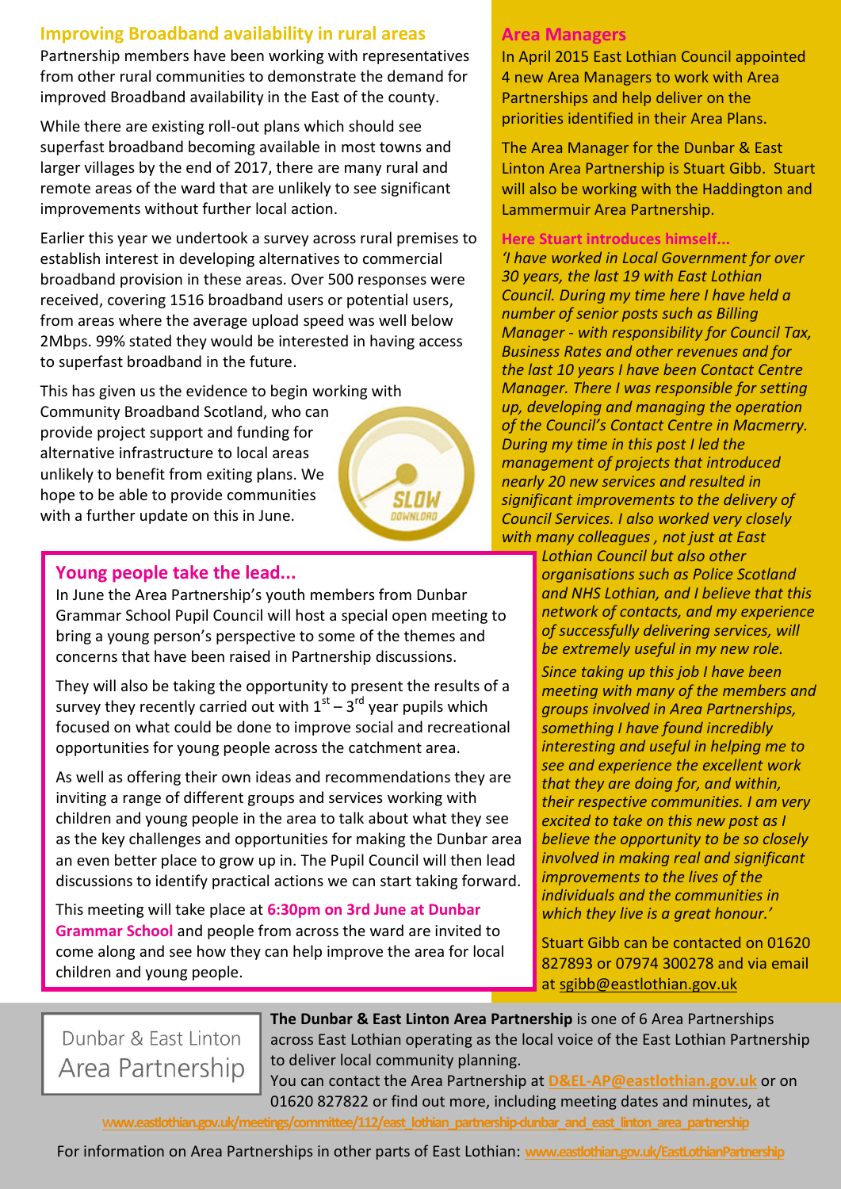## Improving Broadband availability in rural areas

Partnership members have been working with representatives from other rural communities to demonstrate the demand for improved Broadband availability in the East of the county.

While there are existing roll-out plans which should see superfast broadband becoming available in most towns and larger villages by the end of 2017, there are many rural and remote areas of the ward that are unlikely to see significant improvements without further local action.

Earlier this year we undertook a survey across rural premises to establish interest in developing alternatives to commercial broadband provision in these areas. Over 500 responses were received, covering 1516 broadband users or potential users, from areas where the average upload speed was well below 2Mbps. 99% stated they would be interested in having access to superfast broadband in the future.

This has given us the evidence to begin working with Community Broadband Scotland, who can provide project support and funding for alternative infrastructure to local areas unlikely to benefit from exiting plans. We hope to be able to provide communities with a further update on this in June.

SLOW
DOWNLOAD

## Young people take the lead...

In June the Area Partnership's youth members from Dunbar Grammar School Pupil Council will host a special open meeting to bring a young person's perspective to some of the themes and concerns that have been raised in Partnership discussions.

They will also be taking the opportunity to present the results of a survey they recently carried out with 1st – 3rd year pupils which focused on what could be done to improve social and recreational opportunities for young people across the catchment area.

As well as offering their own ideas and recommendations they are inviting a range of different groups and services working with children and young people in the area to talk about what they see as the key challenges and opportunities for making the Dunbar area an even better place to grow up in. The Pupil Council will then lead discussions to identify practical actions we can start taking forward.

This meeting will take place at **6:30pm on 3rd June at Dunbar Grammar School** and people from across the ward are invited to come along and see how they can help improve the area for local children and young people.

## Area Managers

In April 2015 East Lothian Council appointed 4 new Area Managers to work with Area Partnerships and help deliver on the priorities identified in their Area Plans.

The Area Manager for the Dunbar & East Linton Area Partnership is Stuart Gibb. Stuart will also be working with the Haddington and Lammermuir Area Partnership.

**Here Stuart introduces himself...**

*'I have worked in Local Government for over 30 years, the last 19 with East Lothian Council. During my time here I have held a number of senior posts such as Billing Manager - with responsibility for Council Tax, Business Rates and other revenues and for the last 10 years I have been Contact Centre Manager. There I was responsible for setting up, developing and managing the operation of the Council's Contact Centre in Macmerry. During my time in this post I led the management of projects that introduced nearly 20 new services and resulted in significant improvements to the delivery of Council Services. I also worked very closely with many colleagues , not just at East Lothian Council but also other organisations such as Police Scotland and NHS Lothian, and I believe that this network of contacts, and my experience of successfully delivering services, will be extremely useful in my new role.*

*Since taking up this job I have been meeting with many of the members and groups involved in Area Partnerships, something I have found incredibly interesting and useful in helping me to see and experience the excellent work that they are doing for, and within, their respective communities. I am very excited to take on this new post as I believe the opportunity to be so closely involved in making real and significant improvements to the lives of the individuals and the communities in which they live is a great honour.'*

Stuart Gibb can be contacted on 01620 827893 or 07974 300278 and via email at sgibb@eastlothian.gov.uk

Dunbar & East Linton Area Partnership

**The Dunbar & East Linton Area Partnership** is one of 6 Area Partnerships across East Lothian operating as the local voice of the East Lothian Partnership to deliver local community planning.
You can contact the Area Partnership at **D&EL-AP@eastlothian.gov.uk** or on 01620 827822 or find out more, including meeting dates and minutes, at **www.eastlothian.gov.uk/meetings/committee/112/east_lothian_partnership-dunbar_and_east_linton_area_partnership**

For information on Area Partnerships in other parts of East Lothian: **www.eastlothian.gov.uk/EastLothianPartnership**